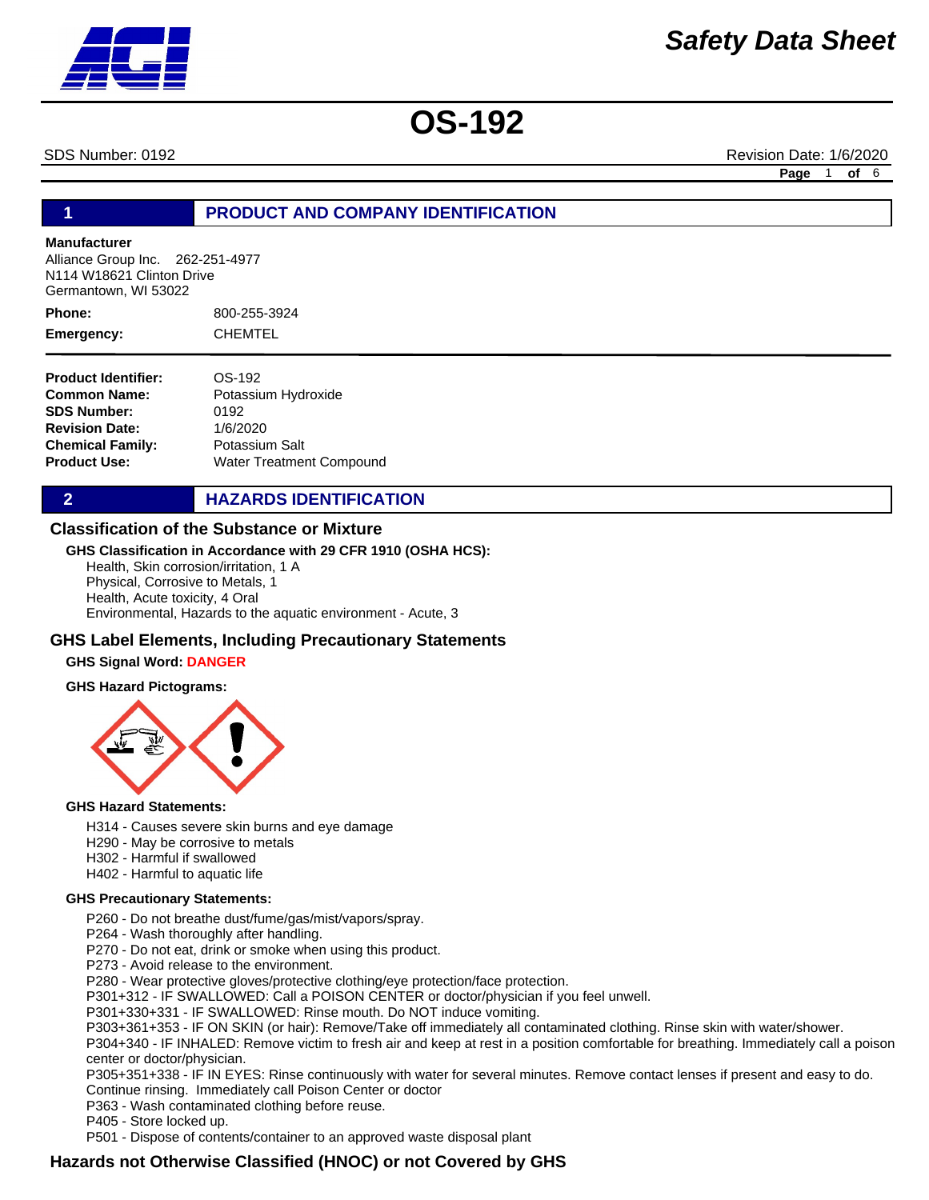# Safety Data Sheet

# OS-192

SDS Number: 0192 | Revision Date: 1/6/2020

## 1 PRODUCT AND COMPANY IDENTIFICATION

**Manufacturer**
Alliance Group Inc. 262-251-4977
N114 W18621 Clinton Drive
Germantown, WI 53022

**Phone:** 800-255-3924
**Emergency:** CHEMTEL

**Product Identifier:** OS-192
**Common Name:** Potassium Hydroxide
**SDS Number:** 0192
**Revision Date:** 1/6/2020
**Chemical Family:** Potassium Salt
**Product Use:** Water Treatment Compound

## 2 HAZARDS IDENTIFICATION

### Classification of the Substance or Mixture

**GHS Classification in Accordance with 29 CFR 1910 (OSHA HCS):**

Health, Skin corrosion/irritation, 1 A
Physical, Corrosive to Metals, 1
Health, Acute toxicity, 4 Oral
Environmental, Hazards to the aquatic environment - Acute, 3

### GHS Label Elements, Including Precautionary Statements

**GHS Signal Word: DANGER**

**GHS Hazard Pictograms:**

**GHS Hazard Statements:**

H314 - Causes severe skin burns and eye damage
H290 - May be corrosive to metals
H302 - Harmful if swallowed
H402 - Harmful to aquatic life

**GHS Precautionary Statements:**

P260 - Do not breathe dust/fume/gas/mist/vapors/spray.
P264 - Wash thoroughly after handling.
P270 - Do not eat, drink or smoke when using this product.
P273 - Avoid release to the environment.
P280 - Wear protective gloves/protective clothing/eye protection/face protection.
P301+312 - IF SWALLOWED: Call a POISON CENTER or doctor/physician if you feel unwell.
P301+330+331 - IF SWALLOWED: Rinse mouth. Do NOT induce vomiting.
P303+361+353 - IF ON SKIN (or hair): Remove/Take off immediately all contaminated clothing. Rinse skin with water/shower.
P304+340 - IF INHALED: Remove victim to fresh air and keep at rest in a position comfortable for breathing. Immediately call a poison center or doctor/physician.
P305+351+338 - IF IN EYES: Rinse continuously with water for several minutes. Remove contact lenses if present and easy to do. Continue rinsing. Immediately call Poison Center or doctor
P363 - Wash contaminated clothing before reuse.
P405 - Store locked up.
P501 - Dispose of contents/container to an approved waste disposal plant

### Hazards not Otherwise Classified (HNOC) or not Covered by GHS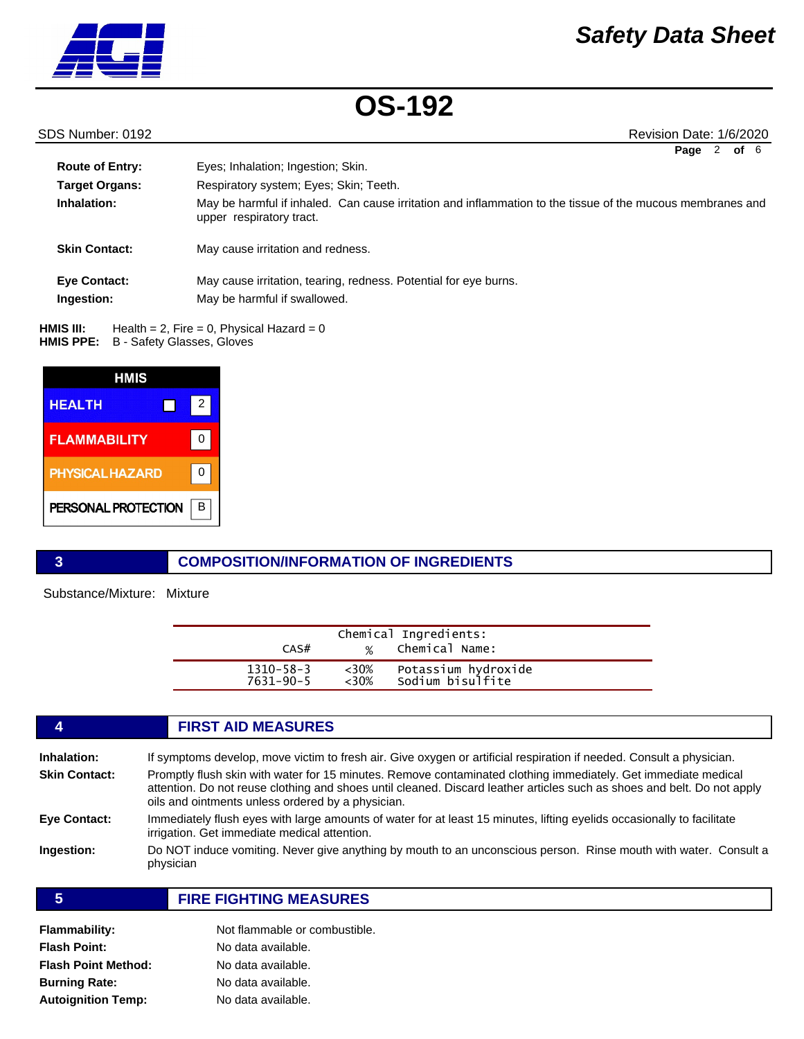| | |
|---|---|
| **Route of Entry:** | Eyes; Inhalation; Ingestion; Skin. |
| **Target Organs:** | Respiratory system; Eyes; Skin; Teeth. |
| **Inhalation:** | May be harmful if inhaled. Can cause irritation and inflammation to the tissue of the mucous membranes and upper respiratory tract. |
| **Skin Contact:** | May cause irritation and redness. |
| **Eye Contact:** | May cause irritation, tearing, redness. Potential for eye burns. |
| **Ingestion:** | May be harmful if swallowed. |

**HMIS III:** Health = 2, Fire = 0, Physical Hazard = 0
**HMIS PPE:** B - Safety Glasses, Gloves

| HMIS | |
|---|---|
| HEALTH | 2 |
| FLAMMABILITY | 0 |
| PHYSICAL HAZARD | 0 |
| PERSONAL PROTECTION | B |

## 3 COMPOSITION/INFORMATION OF INGREDIENTS

Substance/Mixture: Mixture

Chemical Ingredients:

| CAS# | % | Chemical Name: |
|---|---|---|
| 1310-58-3 | <30% | Potassium hydroxide |
| 7631-90-5 | <30% | Sodium bisulfite |

## 4 FIRST AID MEASURES

**Inhalation:** If symptoms develop, move victim to fresh air. Give oxygen or artificial respiration if needed. Consult a physician.

**Skin Contact:** Promptly flush skin with water for 15 minutes. Remove contaminated clothing immediately. Get immediate medical attention. Do not reuse clothing and shoes until cleaned. Discard leather articles such as shoes and belt. Do not apply oils and ointments unless ordered by a physician.

**Eye Contact:** Immediately flush eyes with large amounts of water for at least 15 minutes, lifting eyelids occasionally to facilitate irrigation. Get immediate medical attention.

**Ingestion:** Do NOT induce vomiting. Never give anything by mouth to an unconscious person. Rinse mouth with water. Consult a physician

## 5 FIRE FIGHTING MEASURES

| | |
|---|---|
| **Flammability:** | Not flammable or combustible. |
| **Flash Point:** | No data available. |
| **Flash Point Method:** | No data available. |
| **Burning Rate:** | No data available. |
| **Autoignition Temp:** | No data available. |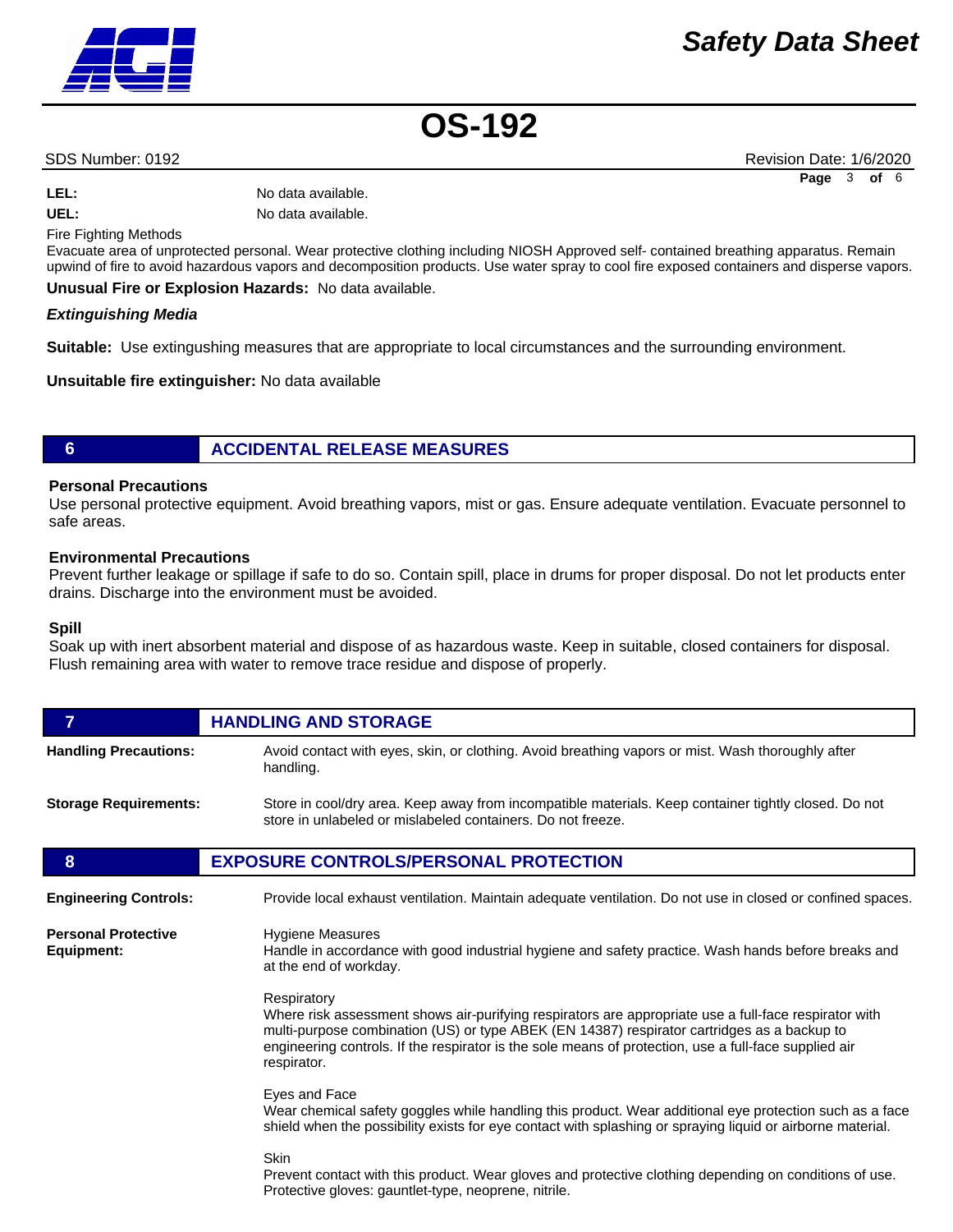**LEL:** No data available.

**UEL:** No data available.

Fire Fighting Methods

Evacuate area of unprotected personal. Wear protective clothing including NIOSH Approved self- contained breathing apparatus. Remain upwind of fire to avoid hazardous vapors and decomposition products. Use water spray to cool fire exposed containers and disperse vapors.

**Unusual Fire or Explosion Hazards:** No data available.

***Extinguishing Media***

**Suitable:** Use extingushing measures that are appropriate to local circumstances and the surrounding environment.

**Unsuitable fire extinguisher:** No data available

## 6 ACCIDENTAL RELEASE MEASURES

**Personal Precautions**

Use personal protective equipment. Avoid breathing vapors, mist or gas. Ensure adequate ventilation. Evacuate personnel to safe areas.

**Environmental Precautions**

Prevent further leakage or spillage if safe to do so. Contain spill, place in drums for proper disposal. Do not let products enter drains. Discharge into the environment must be avoided.

**Spill**

Soak up with inert absorbent material and dispose of as hazardous waste. Keep in suitable, closed containers for disposal. Flush remaining area with water to remove trace residue and dispose of properly.

## 7 HANDLING AND STORAGE

**Handling Precautions:** Avoid contact with eyes, skin, or clothing. Avoid breathing vapors or mist. Wash thoroughly after handling.

**Storage Requirements:** Store in cool/dry area. Keep away from incompatible materials. Keep container tightly closed. Do not store in unlabeled or mislabeled containers. Do not freeze.

## 8 EXPOSURE CONTROLS/PERSONAL PROTECTION

**Engineering Controls:** Provide local exhaust ventilation. Maintain adequate ventilation. Do not use in closed or confined spaces.

**Personal Protective Equipment:**

Hygiene Measures

Handle in accordance with good industrial hygiene and safety practice. Wash hands before breaks and at the end of workday.

Respiratory

Where risk assessment shows air-purifying respirators are appropriate use a full-face respirator with multi-purpose combination (US) or type ABEK (EN 14387) respirator cartridges as a backup to engineering controls. If the respirator is the sole means of protection, use a full-face supplied air respirator.

Eyes and Face

Wear chemical safety goggles while handling this product. Wear additional eye protection such as a face shield when the possibility exists for eye contact with splashing or spraying liquid or airborne material.

Skin

Prevent contact with this product. Wear gloves and protective clothing depending on conditions of use. Protective gloves: gauntlet-type, neoprene, nitrile.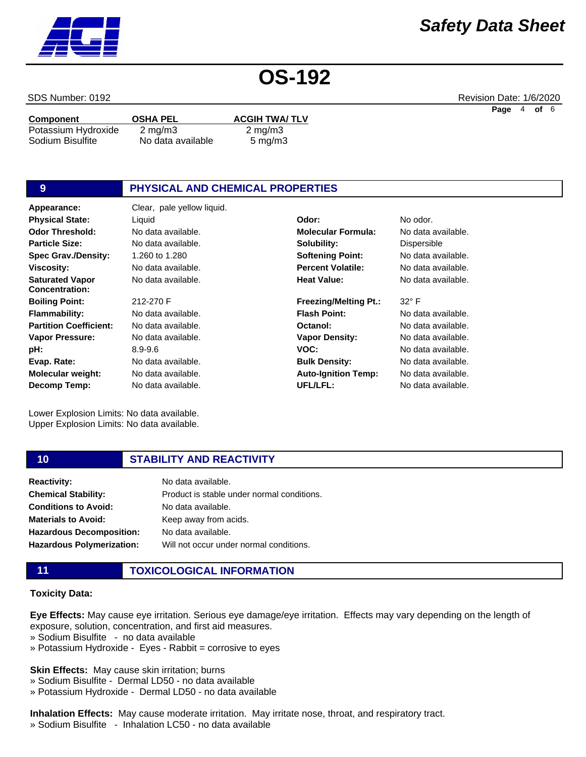| Component | OSHA PEL | ACGIH TWA/ TLV |
|---|---|---|
| Potassium Hydroxide | 2 mg/m3 | 2 mg/m3 |
| Sodium Bisulfite | No data available | 5 mg/m3 |

## 9 PHYSICAL AND CHEMICAL PROPERTIES

| | | | |
|---|---|---|---|
| **Appearance:** | Clear, pale yellow liquid. | | |
| **Physical State:** | Liquid | **Odor:** | No odor. |
| **Odor Threshold:** | No data available. | **Molecular Formula:** | No data available. |
| **Particle Size:** | No data available. | **Solubility:** | Dispersible |
| **Spec Grav./Density:** | 1.260 to 1.280 | **Softening Point:** | No data available. |
| **Viscosity:** | No data available. | **Percent Volatile:** | No data available. |
| **Saturated Vapor Concentration:** | No data available. | **Heat Value:** | No data available. |
| **Boiling Point:** | 212-270 F | **Freezing/Melting Pt.:** | 32° F |
| **Flammability:** | No data available. | **Flash Point:** | No data available. |
| **Partition Coefficient:** | No data available. | **Octanol:** | No data available. |
| **Vapor Pressure:** | No data available. | **Vapor Density:** | No data available. |
| **pH:** | 8.9-9.6 | **VOC:** | No data available. |
| **Evap. Rate:** | No data available. | **Bulk Density:** | No data available. |
| **Molecular weight:** | No data available. | **Auto-Ignition Temp:** | No data available. |
| **Decomp Temp:** | No data available. | **UFL/LFL:** | No data available. |

Lower Explosion Limits: No data available.
Upper Explosion Limits: No data available.

## 10 STABILITY AND REACTIVITY

**Reactivity:** No data available.
**Chemical Stability:** Product is stable under normal conditions.
**Conditions to Avoid:** No data available.
**Materials to Avoid:** Keep away from acids.
**Hazardous Decomposition:** No data available.
**Hazardous Polymerization:** Will not occur under normal conditions.

## 11 TOXICOLOGICAL INFORMATION

**Toxicity Data:**

**Eye Effects:** May cause eye irritation. Serious eye damage/eye irritation. Effects may vary depending on the length of exposure, solution, concentration, and first aid measures.
» Sodium Bisulfite - no data available
» Potassium Hydroxide - Eyes - Rabbit = corrosive to eyes

**Skin Effects:** May cause skin irritation; burns
» Sodium Bisulfite - Dermal LD50 - no data available
» Potassium Hydroxide - Dermal LD50 - no data available

**Inhalation Effects:** May cause moderate irritation. May irritate nose, throat, and respiratory tract.
» Sodium Bisulfite - Inhalation LC50 - no data available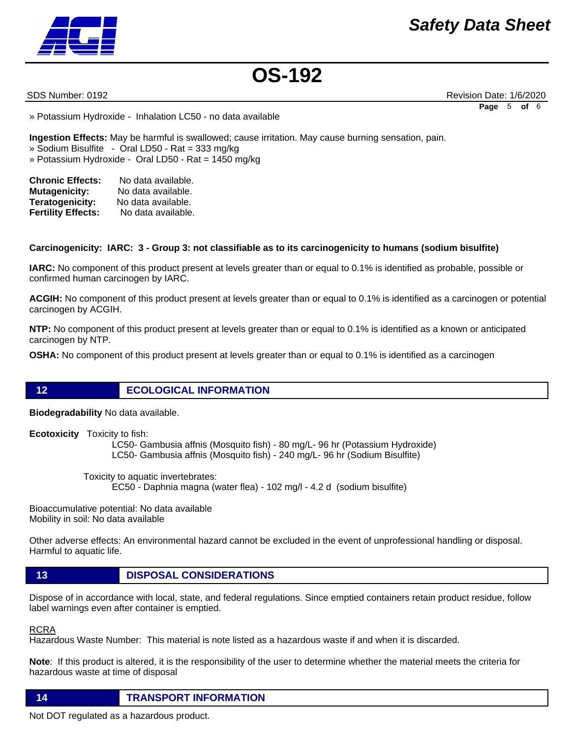» Potassium Hydroxide - Inhalation LC50 - no data available

**Ingestion Effects:** May be harmful is swallowed; cause irritation. May cause burning sensation, pain.
» Sodium Bisulfite - Oral LD50 - Rat = 333 mg/kg
» Potassium Hydroxide - Oral LD50 - Rat = 1450 mg/kg

**Chronic Effects:** No data available.
**Mutagenicity:** No data available.
**Teratogenicity:** No data available.
**Fertility Effects:** No data available.

**Carcinogenicity: IARC: 3 - Group 3: not classifiable as to its carcinogenicity to humans (sodium bisulfite)**

**IARC:** No component of this product present at levels greater than or equal to 0.1% is identified as probable, possible or confirmed human carcinogen by IARC.

**ACGIH:** No component of this product present at levels greater than or equal to 0.1% is identified as a carcinogen or potential carcinogen by ACGIH.

**NTP:** No component of this product present at levels greater than or equal to 0.1% is identified as a known or anticipated carcinogen by NTP.

**OSHA:** No component of this product present at levels greater than or equal to 0.1% is identified as a carcinogen

## 12 ECOLOGICAL INFORMATION

**Biodegradability** No data available.

**Ecotoxicity** Toxicity to fish:
LC50- Gambusia affnis (Mosquito fish) - 80 mg/L- 96 hr (Potassium Hydroxide)
LC50- Gambusia affnis (Mosquito fish) - 240 mg/L- 96 hr (Sodium Bisulfite)

Toxicity to aquatic invertebrates:
EC50 - Daphnia magna (water flea) - 102 mg/l - 4.2 d (sodium bisulfite)

Bioaccumulative potential: No data available
Mobility in soil: No data available

Other adverse effects: An environmental hazard cannot be excluded in the event of unprofessional handling or disposal. Harmful to aquatic life.

## 13 DISPOSAL CONSIDERATIONS

Dispose of in accordance with local, state, and federal regulations. Since emptied containers retain product residue, follow label warnings even after container is emptied.

RCRA
Hazardous Waste Number: This material is note listed as a hazardous waste if and when it is discarded.

**Note**: If this product is altered, it is the responsibility of the user to determine whether the material meets the criteria for hazardous waste at time of disposal

## 14 TRANSPORT INFORMATION

Not DOT regulated as a hazardous product.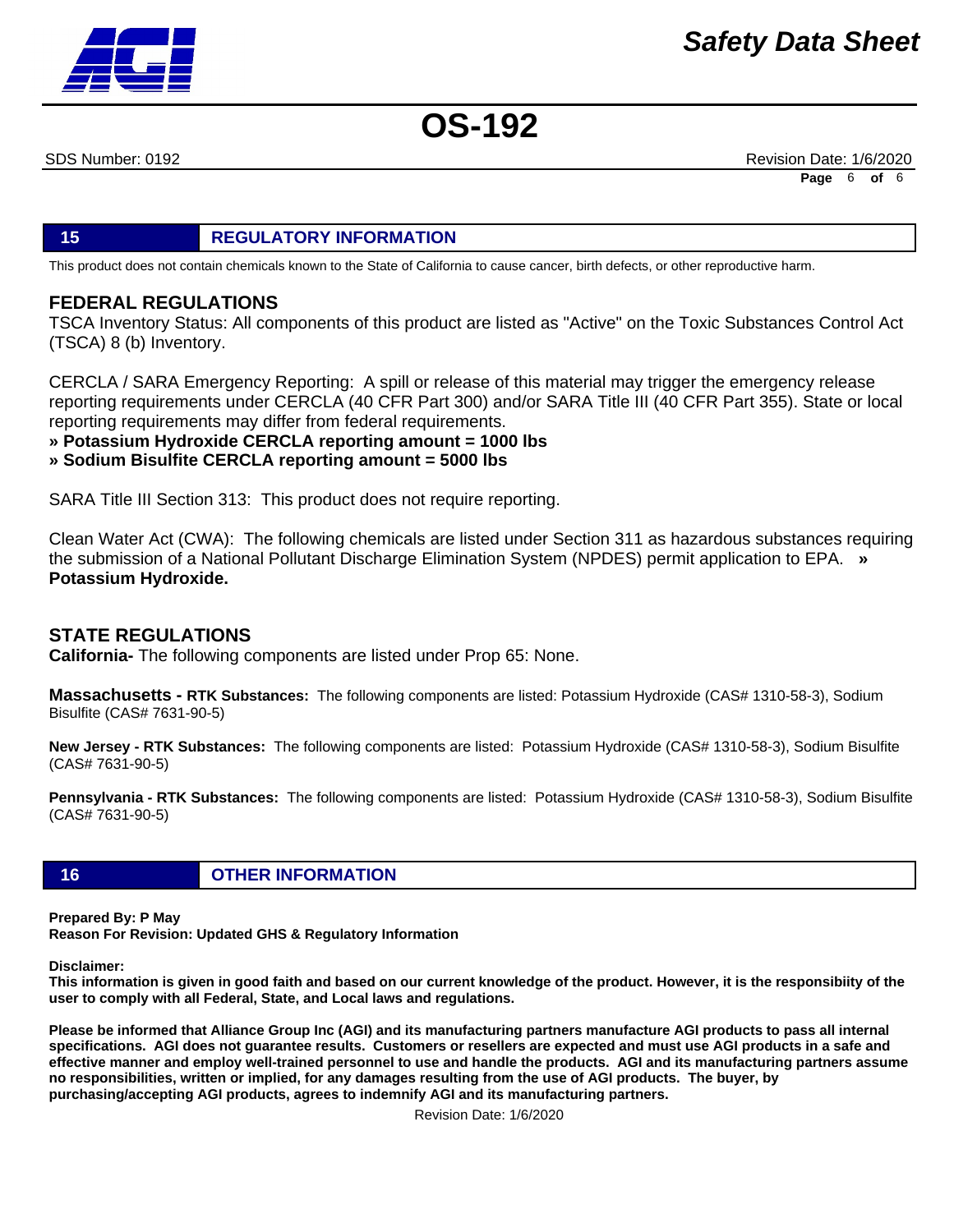## 15 REGULATORY INFORMATION

This product does not contain chemicals known to the State of California to cause cancer, birth defects, or other reproductive harm.

### FEDERAL REGULATIONS

TSCA Inventory Status: All components of this product are listed as "Active" on the Toxic Substances Control Act (TSCA) 8 (b) Inventory.

CERCLA / SARA Emergency Reporting: A spill or release of this material may trigger the emergency release reporting requirements under CERCLA (40 CFR Part 300) and/or SARA Title III (40 CFR Part 355). State or local reporting requirements may differ from federal requirements.

**» Potassium Hydroxide CERCLA reporting amount = 1000 lbs**
**» Sodium Bisulfite CERCLA reporting amount = 5000 lbs**

SARA Title III Section 313: This product does not require reporting.

Clean Water Act (CWA): The following chemicals are listed under Section 311 as hazardous substances requiring the submission of a National Pollutant Discharge Elimination System (NPDES) permit application to EPA. **» Potassium Hydroxide.**

### STATE REGULATIONS

**California-** The following components are listed under Prop 65: None.

**Massachusetts - RTK Substances:** The following components are listed: Potassium Hydroxide (CAS# 1310-58-3), Sodium Bisulfite (CAS# 7631-90-5)

**New Jersey - RTK Substances:** The following components are listed: Potassium Hydroxide (CAS# 1310-58-3), Sodium Bisulfite (CAS# 7631-90-5)

**Pennsylvania - RTK Substances:** The following components are listed: Potassium Hydroxide (CAS# 1310-58-3), Sodium Bisulfite (CAS# 7631-90-5)

## 16 OTHER INFORMATION

**Prepared By: P May**
**Reason For Revision: Updated GHS & Regulatory Information**

**Disclaimer:**
**This information is given in good faith and based on our current knowledge of the product. However, it is the responsibiity of the user to comply with all Federal, State, and Local laws and regulations.**

**Please be informed that Alliance Group Inc (AGI) and its manufacturing partners manufacture AGI products to pass all internal specifications. AGI does not guarantee results. Customers or resellers are expected and must use AGI products in a safe and effective manner and employ well-trained personnel to use and handle the products. AGI and its manufacturing partners assume no responsibilities, written or implied, for any damages resulting from the use of AGI products. The buyer, by purchasing/accepting AGI products, agrees to indemnify AGI and its manufacturing partners.**

Revision Date: 1/6/2020